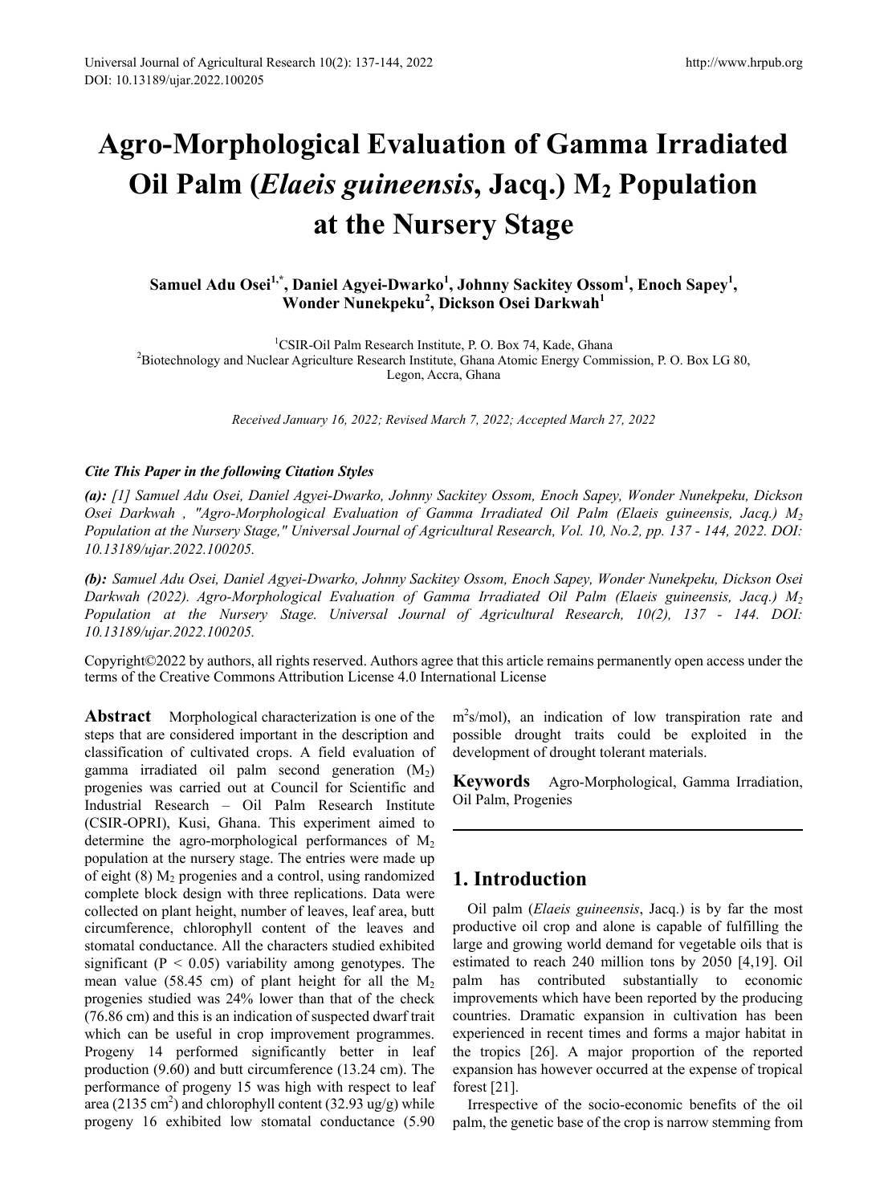# Agro-Morphological Evaluation of Gamma Irradiated Oil Palm (*Elaeis guineensis*, Jacq.) $M_2$ Population at the Nursery Stage

**Samuel Adu Osei[1,*], Daniel Agyei-Dwarko[1], Johnny Sackitey Ossom[1], Enoch Sapey[1], Wonder Nunekpeku[2], Dickson Osei Darkwah[1]**

[1]CSIR-Oil Palm Research Institute, P. O. Box 74, Kade, Ghana
[2]Biotechnology and Nuclear Agriculture Research Institute, Ghana Atomic Energy Commission, P. O. Box LG 80, Legon, Accra, Ghana

*Received January 16, 2022; Revised March 7, 2022; Accepted March 27, 2022*

***Cite This Paper in the following Citation Styles***

***(a):*** *[1] Samuel Adu Osei, Daniel Agyei-Dwarko, Johnny Sackitey Ossom, Enoch Sapey, Wonder Nunekpeku, Dickson Osei Darkwah , "Agro-Morphological Evaluation of Gamma Irradiated Oil Palm (Elaeis guineensis, Jacq.) $M_2$ Population at the Nursery Stage," Universal Journal of Agricultural Research, Vol. 10, No.2, pp. 137 - 144, 2022. DOI: 10.13189/ujar.2022.100205.*

***(b):*** *Samuel Adu Osei, Daniel Agyei-Dwarko, Johnny Sackitey Ossom, Enoch Sapey, Wonder Nunekpeku, Dickson Osei Darkwah (2022). Agro-Morphological Evaluation of Gamma Irradiated Oil Palm (Elaeis guineensis, Jacq.) $M_2$ Population at the Nursery Stage. Universal Journal of Agricultural Research, 10(2), 137 - 144. DOI: 10.13189/ujar.2022.100205.*

Copyright©2022 by authors, all rights reserved. Authors agree that this article remains permanently open access under the terms of the Creative Commons Attribution License 4.0 International License

**Abstract** Morphological characterization is one of the steps that are considered important in the description and classification of cultivated crops. A field evaluation of gamma irradiated oil palm second generation ($M_2$) progenies was carried out at Council for Scientific and Industrial Research – Oil Palm Research Institute (CSIR-OPRI), Kusi, Ghana. This experiment aimed to determine the agro-morphological performances of $M_2$ population at the nursery stage. The entries were made up of eight (8) $M_2$ progenies and a control, using randomized complete block design with three replications. Data were collected on plant height, number of leaves, leaf area, butt circumference, chlorophyll content of the leaves and stomatal conductance. All the characters studied exhibited significant ($P < 0.05$) variability among genotypes. The mean value (58.45 cm) of plant height for all the $M_2$ progenies studied was 24% lower than that of the check (76.86 cm) and this is an indication of suspected dwarf trait which can be useful in crop improvement programmes. Progeny 14 performed significantly better in leaf production (9.60) and butt circumference (13.24 cm). The performance of progeny 15 was high with respect to leaf area (2135 $cm^2$) and chlorophyll content (32.93 ug/g) while progeny 16 exhibited low stomatal conductance (5.90 $m^2$s/mol), an indication of low transpiration rate and possible drought traits could be exploited in the development of drought tolerant materials.

**Keywords** Agro-Morphological, Gamma Irradiation, Oil Palm, Progenies

## 1. Introduction

Oil palm (*Elaeis guineensis*, Jacq.) is by far the most productive oil crop and alone is capable of fulfilling the large and growing world demand for vegetable oils that is estimated to reach 240 million tons by 2050 [4,19]. Oil palm has contributed substantially to economic improvements which have been reported by the producing countries. Dramatic expansion in cultivation has been experienced in recent times and forms a major habitat in the tropics [26]. A major proportion of the reported expansion has however occurred at the expense of tropical forest [21].

Irrespective of the socio-economic benefits of the oil palm, the genetic base of the crop is narrow stemming from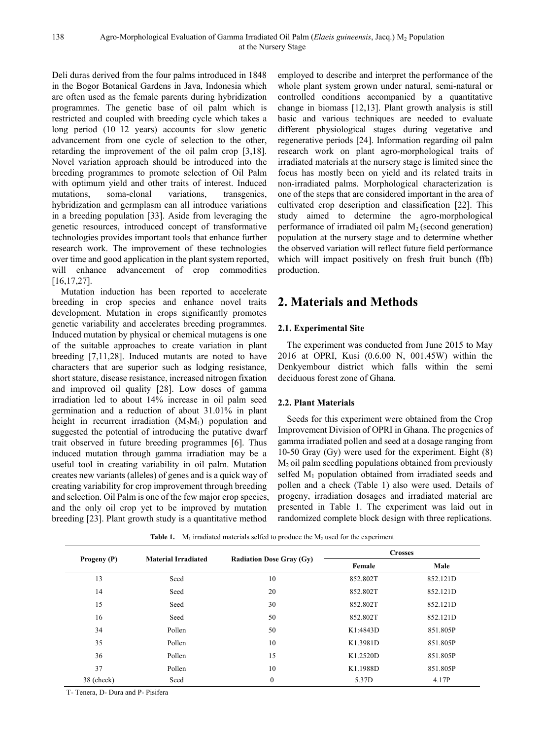Deli duras derived from the four palms introduced in 1848 in the Bogor Botanical Gardens in Java, Indonesia which are often used as the female parents during hybridization programmes. The genetic base of oil palm which is restricted and coupled with breeding cycle which takes a long period (10–12 years) accounts for slow genetic advancement from one cycle of selection to the other, retarding the improvement of the oil palm crop [3,18]. Novel variation approach should be introduced into the breeding programmes to promote selection of Oil Palm with optimum yield and other traits of interest. Induced mutations, soma-clonal variations, transgenics, hybridization and germplasm can all introduce variations in a breeding population [33]. Aside from leveraging the genetic resources, introduced concept of transformative technologies provides important tools that enhance further research work. The improvement of these technologies over time and good application in the plant system reported, will enhance advancement of crop commodities [16,17,27].

Mutation induction has been reported to accelerate breeding in crop species and enhance novel traits development. Mutation in crops significantly promotes genetic variability and accelerates breeding programmes. Induced mutation by physical or chemical mutagens is one of the suitable approaches to create variation in plant breeding [7,11,28]. Induced mutants are noted to have characters that are superior such as lodging resistance, short stature, disease resistance, increased nitrogen fixation and improved oil quality [28]. Low doses of gamma irradiation led to about 14% increase in oil palm seed germination and a reduction of about 31.01% in plant height in recurrent irradiation ($M_2M_1$) population and suggested the potential of introducing the putative dwarf trait observed in future breeding programmes [6]. Thus induced mutation through gamma irradiation may be a useful tool in creating variability in oil palm. Mutation creates new variants (alleles) of genes and is a quick way of creating variability for crop improvement through breeding and selection. Oil Palm is one of the few major crop species, and the only oil crop yet to be improved by mutation breeding [23]. Plant growth study is a quantitative method employed to describe and interpret the performance of the whole plant system grown under natural, semi-natural or controlled conditions accompanied by a quantitative change in biomass [12,13]. Plant growth analysis is still basic and various techniques are needed to evaluate different physiological stages during vegetative and regenerative periods [24]. Information regarding oil palm research work on plant agro-morphological traits of irradiated materials at the nursery stage is limited since the focus has mostly been on yield and its related traits in non-irradiated palms. Morphological characterization is one of the steps that are considered important in the area of cultivated crop description and classification [22]. This study aimed to determine the agro-morphological performance of irradiated oil palm $M_2$ (second generation) population at the nursery stage and to determine whether the observed variation will reflect future field performance which will impact positively on fresh fruit bunch (ffb) production.

## 2. Materials and Methods

### 2.1. Experimental Site

The experiment was conducted from June 2015 to May 2016 at OPRI, Kusi (0.6.00 N, 001.45W) within the Denkyembour district which falls within the semi deciduous forest zone of Ghana.

### 2.2. Plant Materials

Seeds for this experiment were obtained from the Crop Improvement Division of OPRI in Ghana. The progenies of gamma irradiated pollen and seed at a dosage ranging from 10-50 Gray (Gy) were used for the experiment. Eight (8) $M_2$ oil palm seedling populations obtained from previously selfed $M_1$ population obtained from irradiated seeds and pollen and a check (Table 1) also were used. Details of progeny, irradiation dosages and irradiated material are presented in Table 1. The experiment was laid out in randomized complete block design with three replications.

**Table 1.** $M_1$ irradiated materials selfed to produce the $M_2$ used for the experiment

| Progeny (P) | Material Irradiated | Radiation Dose Gray (Gy) | Crosses | |
|---|---|---|---|---|
| | | | Female | Male |
| 13 | Seed | 10 | 852.802T | 852.121D |
| 14 | Seed | 20 | 852.802T | 852.121D |
| 15 | Seed | 30 | 852.802T | 852.121D |
| 16 | Seed | 50 | 852.802T | 852.121D |
| 34 | Pollen | 50 | K1:4843D | 851.805P |
| 35 | Pollen | 10 | K1.3981D | 851.805P |
| 36 | Pollen | 15 | K1.2520D | 851.805P |
| 37 | Pollen | 10 | K1.1988D | 851.805P |
| 38 (check) | Seed | 0 | 5.37D | 4.17P |

T- Tenera, D- Dura and P- Pisifera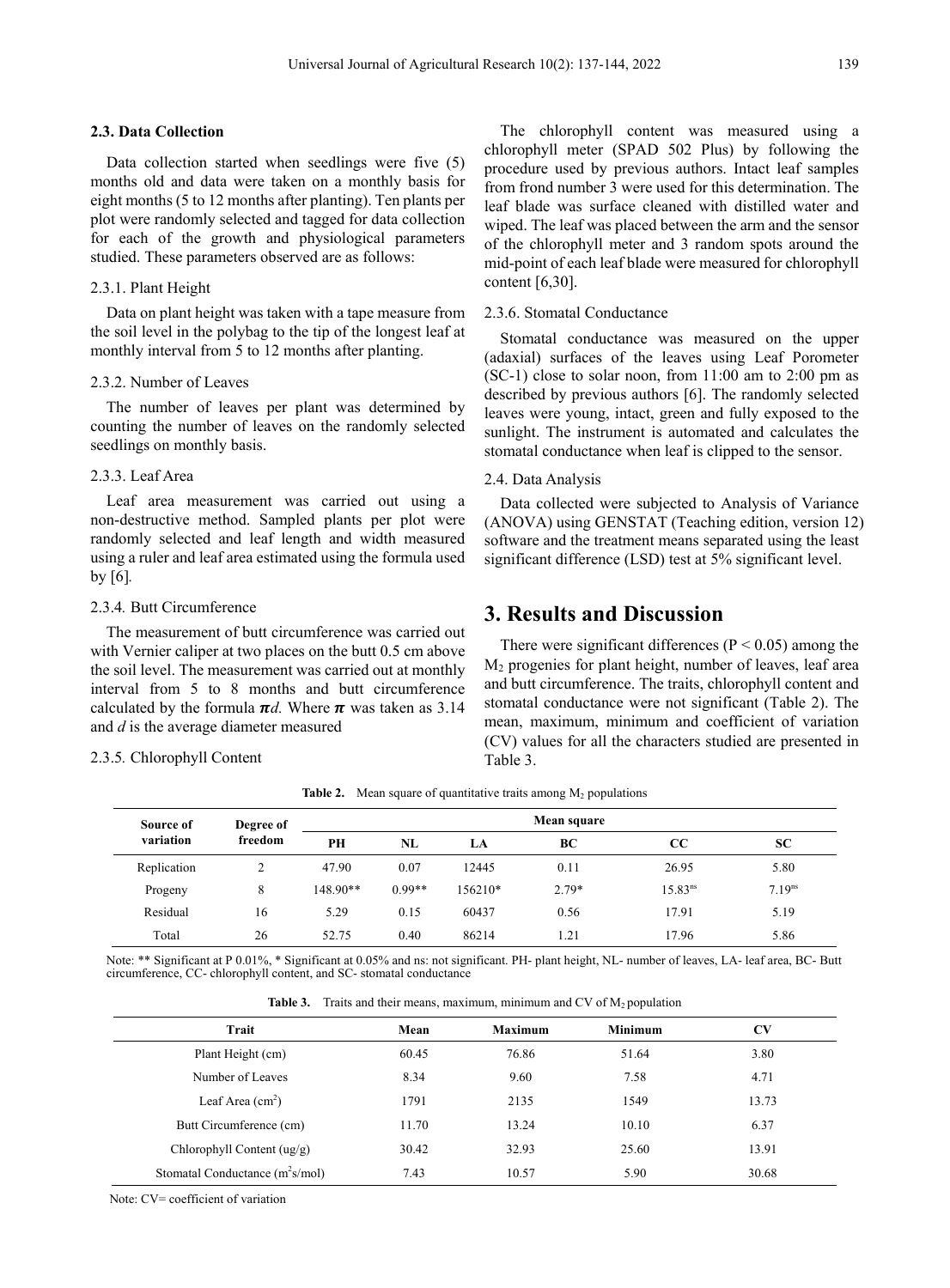### 2.3. Data Collection

Data collection started when seedlings were five (5) months old and data were taken on a monthly basis for eight months (5 to 12 months after planting). Ten plants per plot were randomly selected and tagged for data collection for each of the growth and physiological parameters studied. These parameters observed are as follows:

#### 2.3.1. Plant Height

Data on plant height was taken with a tape measure from the soil level in the polybag to the tip of the longest leaf at monthly interval from 5 to 12 months after planting.

#### 2.3.2. Number of Leaves

The number of leaves per plant was determined by counting the number of leaves on the randomly selected seedlings on monthly basis.

#### 2.3.3. Leaf Area

Leaf area measurement was carried out using a non-destructive method. Sampled plants per plot were randomly selected and leaf length and width measured using a ruler and leaf area estimated using the formula used by [6].

#### 2.3.4. Butt Circumference

The measurement of butt circumference was carried out with Vernier caliper at two places on the butt 0.5 cm above the soil level. The measurement was carried out at monthly interval from 5 to 8 months and butt circumference calculated by the formula $\pi d$. Where $\pi$ was taken as 3.14 and $d$ is the average diameter measured

#### 2.3.5. Chlorophyll Content

The chlorophyll content was measured using a chlorophyll meter (SPAD 502 Plus) by following the procedure used by previous authors. Intact leaf samples from frond number 3 were used for this determination. The leaf blade was surface cleaned with distilled water and wiped. The leaf was placed between the arm and the sensor of the chlorophyll meter and 3 random spots around the mid-point of each leaf blade were measured for chlorophyll content [6,30].

#### 2.3.6. Stomatal Conductance

Stomatal conductance was measured on the upper (adaxial) surfaces of the leaves using Leaf Porometer (SC-1) close to solar noon, from 11:00 am to 2:00 pm as described by previous authors [6]. The randomly selected leaves were young, intact, green and fully exposed to the sunlight. The instrument is automated and calculates the stomatal conductance when leaf is clipped to the sensor.

### 2.4. Data Analysis

Data collected were subjected to Analysis of Variance (ANOVA) using GENSTAT (Teaching edition, version 12) software and the treatment means separated using the least significant difference (LSD) test at 5% significant level.

## 3. Results and Discussion

There were significant differences ($P < 0.05$) among the $M_2$ progenies for plant height, number of leaves, leaf area and butt circumference. The traits, chlorophyll content and stomatal conductance were not significant (Table 2). The mean, maximum, minimum and coefficient of variation (CV) values for all the characters studied are presented in Table 3.

**Table 2.** Mean square of quantitative traits among $M_2$ populations

| Source of variation | Degree of freedom | Mean square | | | | | |
|---|---|---|---|---|---|---|---|
| | | PH | NL | LA | BC | CC | SC |
| Replication | 2 | 47.90 | 0.07 | 12445 | 0.11 | 26.95 | 5.80 |
| Progeny | 8 | 148.90** | 0.99** | 156210* | 2.79* | $15.83^{ns}$ | $7.19^{ns}$ |
| Residual | 16 | 5.29 | 0.15 | 60437 | 0.56 | 17.91 | 5.19 |
| Total | 26 | 52.75 | 0.40 | 86214 | 1.21 | 17.96 | 5.86 |

Note: ** Significant at P 0.01%, * Significant at 0.05% and ns: not significant. PH- plant height, NL- number of leaves, LA- leaf area, BC- Butt circumference, CC- chlorophyll content, and SC- stomatal conductance

**Table 3.** Traits and their means, maximum, minimum and CV of $M_2$ population

| Trait | Mean | Maximum | Minimum | CV |
|---|---|---|---|---|
| Plant Height (cm) | 60.45 | 76.86 | 51.64 | 3.80 |
| Number of Leaves | 8.34 | 9.60 | 7.58 | 4.71 |
| Leaf Area ($cm^2$) | 1791 | 2135 | 1549 | 13.73 |
| Butt Circumference (cm) | 11.70 | 13.24 | 10.10 | 6.37 |
| Chlorophyll Content (ug/g) | 30.42 | 32.93 | 25.60 | 13.91 |
| Stomatal Conductance ($m^2$s/mol) | 7.43 | 10.57 | 5.90 | 30.68 |

Note: CV= coefficient of variation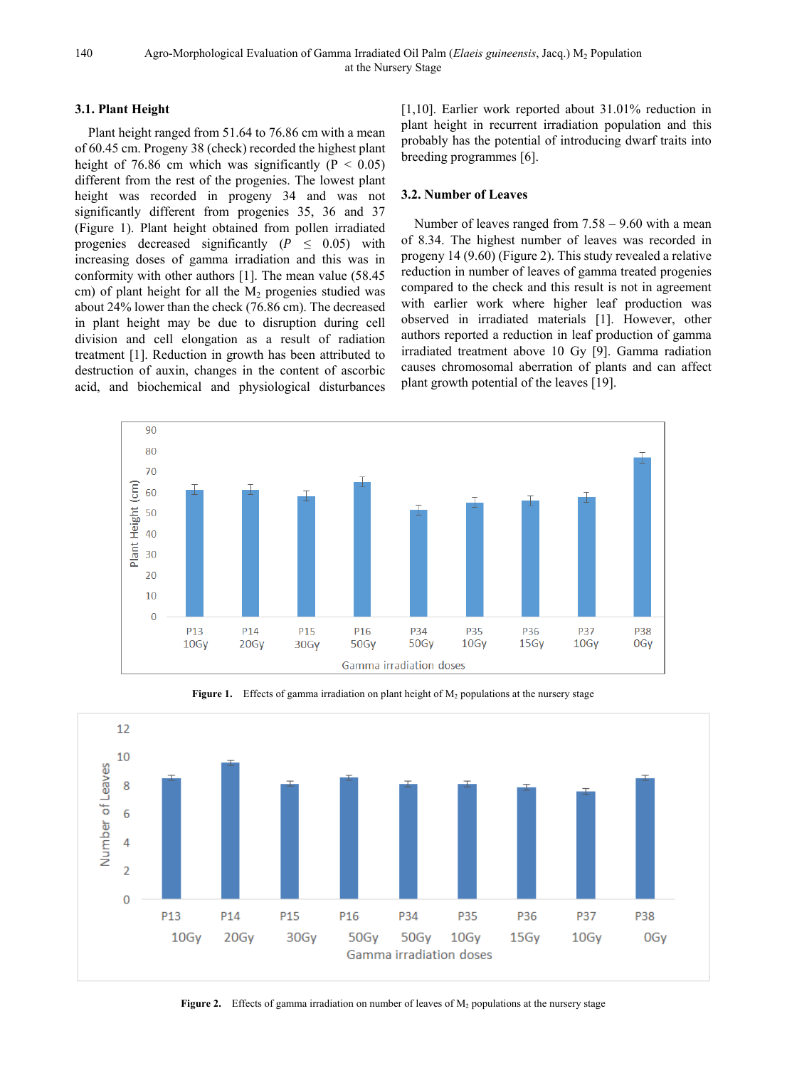### 3.1. Plant Height

Plant height ranged from 51.64 to 76.86 cm with a mean of 60.45 cm. Progeny 38 (check) recorded the highest plant height of 76.86 cm which was significantly ($P < 0.05$) different from the rest of the progenies. The lowest plant height was recorded in progeny 34 and was not significantly different from progenies 35, 36 and 37 (Figure 1). Plant height obtained from pollen irradiated progenies decreased significantly ($P \leq 0.05$) with increasing doses of gamma irradiation and this was in conformity with other authors [1]. The mean value (58.45 cm) of plant height for all the $M_2$ progenies studied was about 24% lower than the check (76.86 cm). The decreased in plant height may be due to disruption during cell division and cell elongation as a result of radiation treatment [1]. Reduction in growth has been attributed to destruction of auxin, changes in the content of ascorbic acid, and biochemical and physiological disturbances [1,10]. Earlier work reported about 31.01% reduction in plant height in recurrent irradiation population and this probably has the potential of introducing dwarf traits into breeding programmes [6].

### 3.2. Number of Leaves

Number of leaves ranged from 7.58 – 9.60 with a mean of 8.34. The highest number of leaves was recorded in progeny 14 (9.60) (Figure 2). This study revealed a relative reduction in number of leaves of gamma treated progenies compared to the check and this result is not in agreement with earlier work where higher leaf production was observed in irradiated materials [1]. However, other authors reported a reduction in leaf production of gamma irradiated treatment above 10 Gy [9]. Gamma radiation causes chromosomal aberration of plants and can affect plant growth potential of the leaves [19].

**Figure 1.** Effects of gamma irradiation on plant height of $M_2$ populations at the nursery stage

**Figure 2.** Effects of gamma irradiation on number of leaves of $M_2$ populations at the nursery stage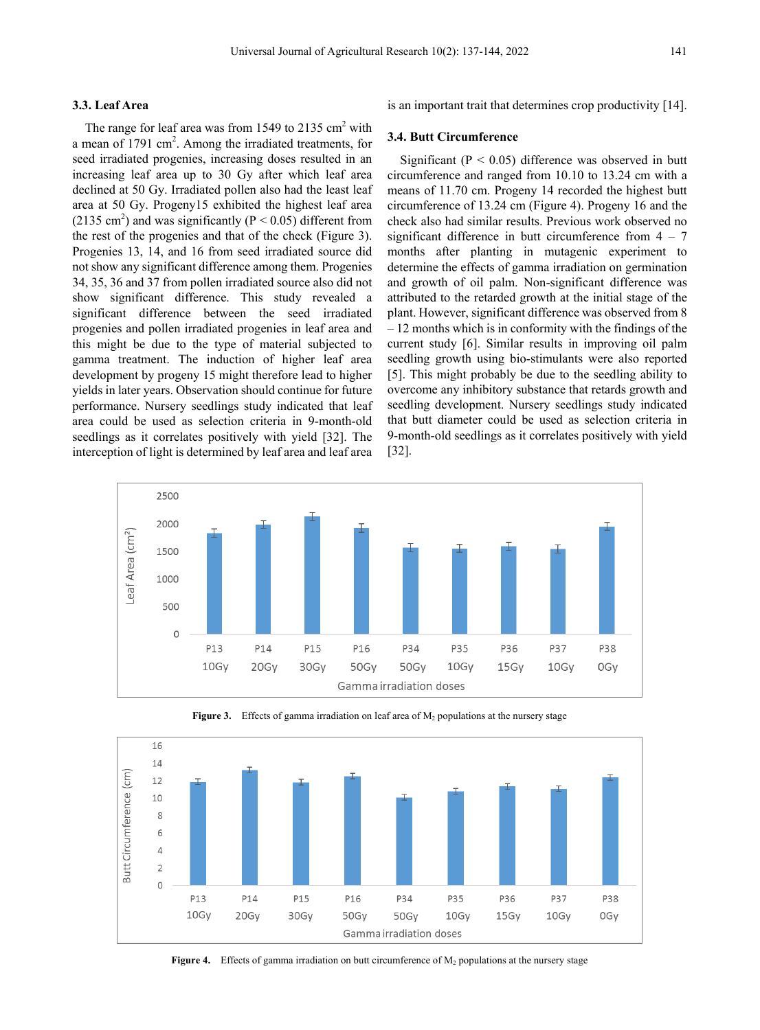### 3.3. Leaf Area

The range for leaf area was from 1549 to 2135 cm$^2$ with a mean of 1791 cm$^2$. Among the irradiated treatments, for seed irradiated progenies, increasing doses resulted in an increasing leaf area up to 30 Gy after which leaf area declined at 50 Gy. Irradiated pollen also had the least leaf area at 50 Gy. Progeny15 exhibited the highest leaf area (2135 cm$^2$) and was significantly ($P < 0.05$) different from the rest of the progenies and that of the check (Figure 3). Progenies 13, 14, and 16 from seed irradiated source did not show any significant difference among them. Progenies 34, 35, 36 and 37 from pollen irradiated source also did not show significant difference. This study revealed a significant difference between the seed irradiated progenies and pollen irradiated progenies in leaf area and this might be due to the type of material subjected to gamma treatment. The induction of higher leaf area development by progeny 15 might therefore lead to higher yields in later years. Observation should continue for future performance. Nursery seedlings study indicated that leaf area could be used as selection criteria in 9-month-old seedlings as it correlates positively with yield [32]. The interception of light is determined by leaf area and leaf area is an important trait that determines crop productivity [14].

### 3.4. Butt Circumference

Significant ($P < 0.05$) difference was observed in butt circumference and ranged from 10.10 to 13.24 cm with a means of 11.70 cm. Progeny 14 recorded the highest butt circumference of 13.24 cm (Figure 4). Progeny 16 and the check also had similar results. Previous work observed no significant difference in butt circumference from 4 – 7 months after planting in mutagenic experiment to determine the effects of gamma irradiation on germination and growth of oil palm. Non-significant difference was attributed to the retarded growth at the initial stage of the plant. However, significant difference was observed from 8 – 12 months which is in conformity with the findings of the current study [6]. Similar results in improving oil palm seedling growth using bio-stimulants were also reported [5]. This might probably be due to the seedling ability to overcome any inhibitory substance that retards growth and seedling development. Nursery seedlings study indicated that butt diameter could be used as selection criteria in 9-month-old seedlings as it correlates positively with yield [32].

**Figure 3.** Effects of gamma irradiation on leaf area of $M_2$ populations at the nursery stage

**Figure 4.** Effects of gamma irradiation on butt circumference of $M_2$ populations at the nursery stage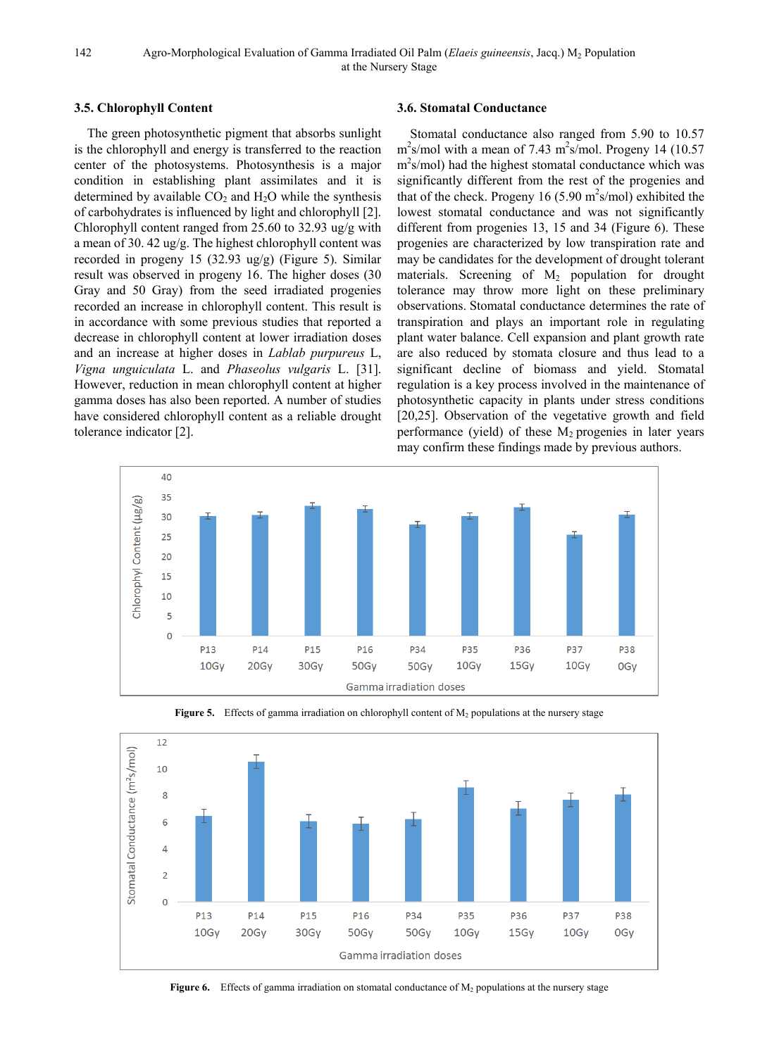### 3.5. Chlorophyll Content

The green photosynthetic pigment that absorbs sunlight is the chlorophyll and energy is transferred to the reaction center of the photosystems. Photosynthesis is a major condition in establishing plant assimilates and it is determined by available $CO_2$ and $H_2O$ while the synthesis of carbohydrates is influenced by light and chlorophyll [2]. Chlorophyll content ranged from 25.60 to 32.93 ug/g with a mean of 30. 42 ug/g. The highest chlorophyll content was recorded in progeny 15 (32.93 ug/g) (Figure 5). Similar result was observed in progeny 16. The higher doses (30 Gray and 50 Gray) from the seed irradiated progenies recorded an increase in chlorophyll content. This result is in accordance with some previous studies that reported a decrease in chlorophyll content at lower irradiation doses and an increase at higher doses in *Lablab purpureus* L, *Vigna unguiculata* L. and *Phaseolus vulgaris* L. [31]. However, reduction in mean chlorophyll content at higher gamma doses has also been reported. A number of studies have considered chlorophyll content as a reliable drought tolerance indicator [2].

### 3.6. Stomatal Conductance

Stomatal conductance also ranged from 5.90 to 10.57 $m^2s/mol$ with a mean of 7.43 $m^2s/mol$. Progeny 14 (10.57 $m^2s/mol$) had the highest stomatal conductance which was significantly different from the rest of the progenies and that of the check. Progeny 16 (5.90 $m^2s/mol$) exhibited the lowest stomatal conductance and was not significantly different from progenies 13, 15 and 34 (Figure 6). These progenies are characterized by low transpiration rate and may be candidates for the development of drought tolerant materials. Screening of $M_2$ population for drought tolerance may throw more light on these preliminary observations. Stomatal conductance determines the rate of transpiration and plays an important role in regulating plant water balance. Cell expansion and plant growth rate are also reduced by stomata closure and thus lead to a significant decline of biomass and yield. Stomatal regulation is a key process involved in the maintenance of photosynthetic capacity in plants under stress conditions [20,25]. Observation of the vegetative growth and field performance (yield) of these $M_2$ progenies in later years may confirm these findings made by previous authors.

**Figure 5.** Effects of gamma irradiation on chlorophyll content of $M_2$ populations at the nursery stage

**Figure 6.** Effects of gamma irradiation on stomatal conductance of $M_2$ populations at the nursery stage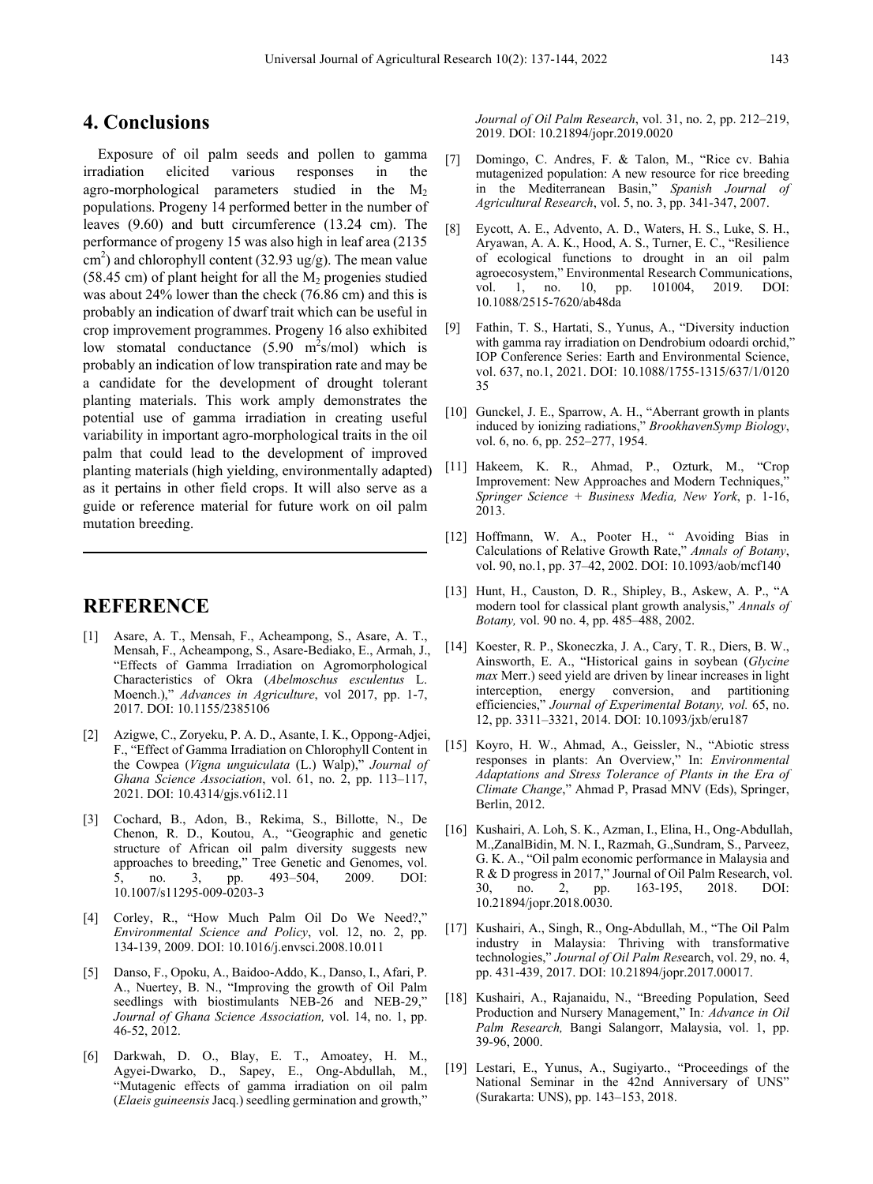## 4. Conclusions

Exposure of oil palm seeds and pollen to gamma irradiation elicited various responses in the agro-morphological parameters studied in the $M_2$ populations. Progeny 14 performed better in the number of leaves (9.60) and butt circumference (13.24 cm). The performance of progeny 15 was also high in leaf area (2135 $cm^2$) and chlorophyll content (32.93 ug/g). The mean value (58.45 cm) of plant height for all the $M_2$ progenies studied was about 24% lower than the check (76.86 cm) and this is probably an indication of dwarf trait which can be useful in crop improvement programmes. Progeny 16 also exhibited low stomatal conductance (5.90 $m^2$s/mol) which is probably an indication of low transpiration rate and may be a candidate for the development of drought tolerant planting materials. This work amply demonstrates the potential use of gamma irradiation in creating useful variability in important agro-morphological traits in the oil palm that could lead to the development of improved planting materials (high yielding, environmentally adapted) as it pertains in other field crops. It will also serve as a guide or reference material for future work on oil palm mutation breeding.

## REFERENCE

[1] Asare, A. T., Mensah, F., Acheampong, S., Asare, A. T., Mensah, F., Acheampong, S., Asare-Bediako, E., Armah, J., "Effects of Gamma Irradiation on Agromorphological Characteristics of Okra (*Abelmoschus esculentus* L. Moench.)," *Advances in Agriculture*, vol 2017, pp. 1-7, 2017. DOI: 10.1155/2385106

[2] Azigwe, C., Zoryeku, P. A. D., Asante, I. K., Oppong-Adjei, F., "Effect of Gamma Irradiation on Chlorophyll Content in the Cowpea (*Vigna unguiculata* (L.) Walp)," *Journal of Ghana Science Association*, vol. 61, no. 2, pp. 113–117, 2021. DOI: 10.4314/gjs.v61i2.11

[3] Cochard, B., Adon, B., Rekima, S., Billotte, N., De Chenon, R. D., Koutou, A., "Geographic and genetic structure of African oil palm diversity suggests new approaches to breeding," Tree Genetic and Genomes, vol. 5, no. 3, pp. 493–504, 2009. DOI: 10.1007/s11295-009-0203-3

[4] Corley, R., "How Much Palm Oil Do We Need?," *Environmental Science and Policy*, vol. 12, no. 2, pp. 134-139, 2009. DOI: 10.1016/j.envsci.2008.10.011

[5] Danso, F., Opoku, A., Baidoo-Addo, K., Danso, I., Afari, P. A., Nuertey, B. N., "Improving the growth of Oil Palm seedlings with biostimulants NEB-26 and NEB-29," *Journal of Ghana Science Association,* vol. 14, no. 1, pp. 46-52, 2012.

[6] Darkwah, D. O., Blay, E. T., Amoatey, H. M., Agyei-Dwarko, D., Sapey, E., Ong-Abdullah, M., "Mutagenic effects of gamma irradiation on oil palm (*Elaeis guineensis* Jacq.) seedling germination and growth," *Journal of Oil Palm Research*, vol. 31, no. 2, pp. 212–219, 2019. DOI: 10.21894/jopr.2019.0020

[7] Domingo, C. Andres, F. & Talon, M., "Rice cv. Bahia mutagenized population: A new resource for rice breeding in the Mediterranean Basin," *Spanish Journal of Agricultural Research*, vol. 5, no. 3, pp. 341-347, 2007.

[8] Eycott, A. E., Advento, A. D., Waters, H. S., Luke, S. H., Aryawan, A. A. K., Hood, A. S., Turner, E. C., "Resilience of ecological functions to drought in an oil palm agroecosystem," Environmental Research Communications, vol. 1, no. 10, pp. 101004, 2019. DOI: 10.1088/2515-7620/ab48da

[9] Fathin, T. S., Hartati, S., Yunus, A., "Diversity induction with gamma ray irradiation on Dendrobium odoardi orchid," IOP Conference Series: Earth and Environmental Science, vol. 637, no.1, 2021. DOI: 10.1088/1755-1315/637/1/012035

[10] Gunckel, J. E., Sparrow, A. H., "Aberrant growth in plants induced by ionizing radiations," *BrookhavenSymp Biology*, vol. 6, no. 6, pp. 252–277, 1954.

[11] Hakeem, K. R., Ahmad, P., Ozturk, M., "Crop Improvement: New Approaches and Modern Techniques," *Springer Science + Business Media, New York*, p. 1-16, 2013.

[12] Hoffmann, W. A., Pooter H., " Avoiding Bias in Calculations of Relative Growth Rate," *Annals of Botany*, vol. 90, no.1, pp. 37–42, 2002. DOI: 10.1093/aob/mcf140

[13] Hunt, H., Causton, D. R., Shipley, B., Askew, A. P., "A modern tool for classical plant growth analysis," *Annals of Botany,* vol. 90 no. 4, pp. 485–488, 2002.

[14] Koester, R. P., Skoneczka, J. A., Cary, T. R., Diers, B. W., Ainsworth, E. A., "Historical gains in soybean (*Glycine max* Merr.) seed yield are driven by linear increases in light interception, energy conversion, and partitioning efficiencies," *Journal of Experimental Botany, vol.* 65, no. 12, pp. 3311–3321, 2014. DOI: 10.1093/jxb/eru187

[15] Koyro, H. W., Ahmad, A., Geissler, N., "Abiotic stress responses in plants: An Overview," In: *Environmental Adaptations and Stress Tolerance of Plants in the Era of Climate Change*," Ahmad P, Prasad MNV (Eds), Springer, Berlin, 2012.

[16] Kushairi, A. Loh, S. K., Azman, I., Elina, H., Ong-Abdullah, M.,ZanalBidin, M. N. I., Razmah, G.,Sundram, S., Parveez, G. K. A., "Oil palm economic performance in Malaysia and R & D progress in 2017," Journal of Oil Palm Research, vol. 30, no. 2, pp. 163-195, 2018. DOI: 10.21894/jopr.2018.0030.

[17] Kushairi, A., Singh, R., Ong-Abdullah, M., "The Oil Palm industry in Malaysia: Thriving with transformative technologies," *Journal of Oil Palm Res*earch, vol. 29, no. 4, pp. 431-439, 2017. DOI: 10.21894/jopr.2017.00017.

[18] Kushairi, A., Rajanaidu, N., "Breeding Population, Seed Production and Nursery Management," In*: Advance in Oil Palm Research,* Bangi Salangorr, Malaysia, vol. 1, pp. 39-96, 2000.

[19] Lestari, E., Yunus, A., Sugiyarto., "Proceedings of the National Seminar in the 42nd Anniversary of UNS" (Surakarta: UNS), pp. 143–153, 2018.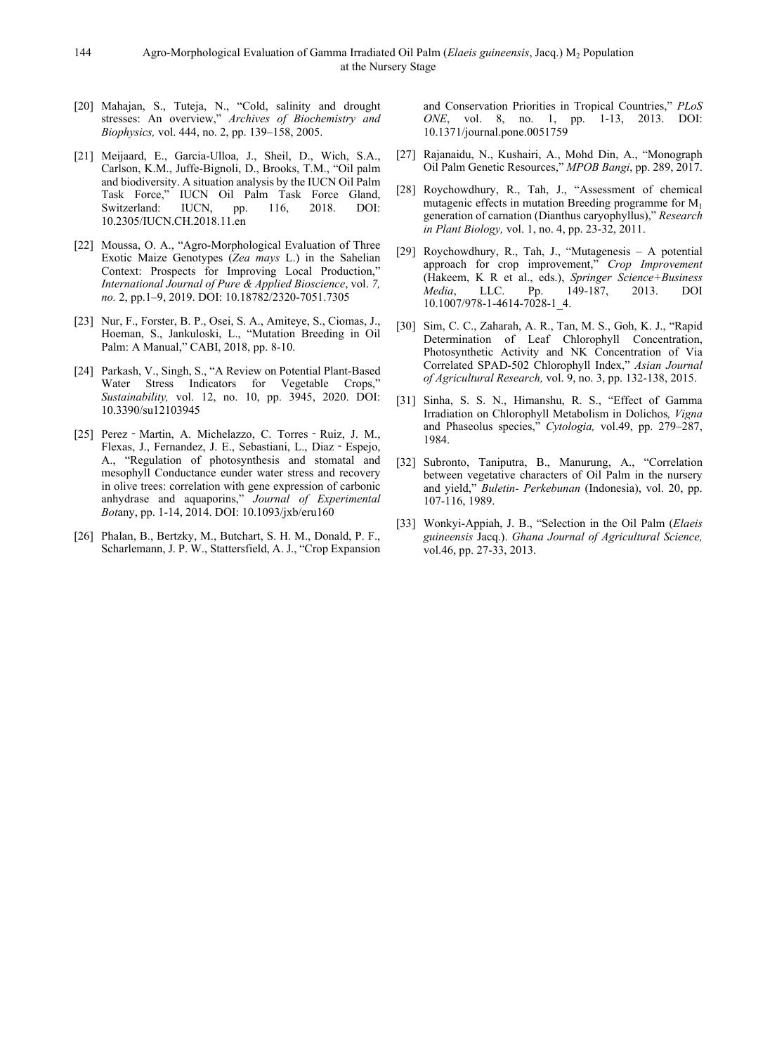[20] Mahajan, S., Tuteja, N., "Cold, salinity and drought stresses: An overview," *Archives of Biochemistry and Biophysics,* vol. 444, no. 2, pp. 139–158, 2005.

[21] Meijaard, E., Garcia-Ulloa, J., Sheil, D., Wich, S.A., Carlson, K.M., Juffe-Bignoli, D., Brooks, T.M., "Oil palm and biodiversity. A situation analysis by the IUCN Oil Palm Task Force," IUCN Oil Palm Task Force Gland, Switzerland: IUCN, pp. 116, 2018. DOI: 10.2305/IUCN.CH.2018.11.en

[22] Moussa, O. A., "Agro-Morphological Evaluation of Three Exotic Maize Genotypes (*Zea mays* L.) in the Sahelian Context: Prospects for Improving Local Production," *International Journal of Pure & Applied Bioscience*, vol. *7, no.* 2, pp.1–9, 2019. DOI: 10.18782/2320-7051.7305

[23] Nur, F., Forster, B. P., Osei, S. A., Amiteye, S., Ciomas, J., Hoeman, S., Jankuloski, L., "Mutation Breeding in Oil Palm: A Manual," CABI, 2018, pp. 8-10.

[24] Parkash, V., Singh, S., "A Review on Potential Plant-Based Water Stress Indicators for Vegetable Crops," *Sustainability,* vol. 12, no. 10, pp. 3945, 2020. DOI: 10.3390/su12103945

[25] Perez‐Martin, A. Michelazzo, C. Torres‐Ruiz, J. M., Flexas, J., Fernandez, J. E., Sebastiani, L., Diaz‐Espejo, A., "Regulation of photosynthesis and stomatal and mesophyll Conductance eunder water stress and recovery in olive trees: correlation with gene expression of carbonic anhydrase and aquaporins," *Journal of Experimental Bot*any, pp. 1-14, 2014. DOI: 10.1093/jxb/eru160

[26] Phalan, B., Bertzky, M., Butchart, S. H. M., Donald, P. F., Scharlemann, J. P. W., Stattersfield, A. J., "Crop Expansion and Conservation Priorities in Tropical Countries," *PLoS ONE*, vol. 8, no. 1, pp. 1-13, 2013. DOI: 10.1371/journal.pone.0051759

[27] Rajanaidu, N., Kushairi, A., Mohd Din, A., "Monograph Oil Palm Genetic Resources," *MPOB Bangi*, pp. 289, 2017.

[28] Roychowdhury, R., Tah, J., "Assessment of chemical mutagenic effects in mutation Breeding programme for $M_1$ generation of carnation (Dianthus caryophyllus)," *Research in Plant Biology,* vol. 1, no. 4, pp. 23-32, 2011.

[29] Roychowdhury, R., Tah, J., "Mutagenesis – A potential approach for crop improvement," *Crop Improvement* (Hakeem, K R et al., eds.), *Springer Science+Business Media*, LLC. Pp. 149-187, 2013. DOI 10.1007/978-1-4614-7028-1_4.

[30] Sim, C. C., Zaharah, A. R., Tan, M. S., Goh, K. J., "Rapid Determination of Leaf Chlorophyll Concentration, Photosynthetic Activity and NK Concentration of Via Correlated SPAD-502 Chlorophyll Index," *Asian Journal of Agricultural Research,* vol. 9, no. 3, pp. 132-138, 2015.

[31] Sinha, S. S. N., Himanshu, R. S., "Effect of Gamma Irradiation on Chlorophyll Metabolism in Dolichos*, Vigna* and Phaseolus species," *Cytologia,* vol.49, pp. 279–287, 1984.

[32] Subronto, Taniputra, B., Manurung, A., "Correlation between vegetative characters of Oil Palm in the nursery and yield," *Buletin- Perkebunan* (Indonesia), vol. 20, pp. 107-116, 1989.

[33] Wonkyi-Appiah, J. B., "Selection in the Oil Palm (*Elaeis guineensis* Jacq.). *Ghana Journal of Agricultural Science,* vol.46, pp. 27-33, 2013.